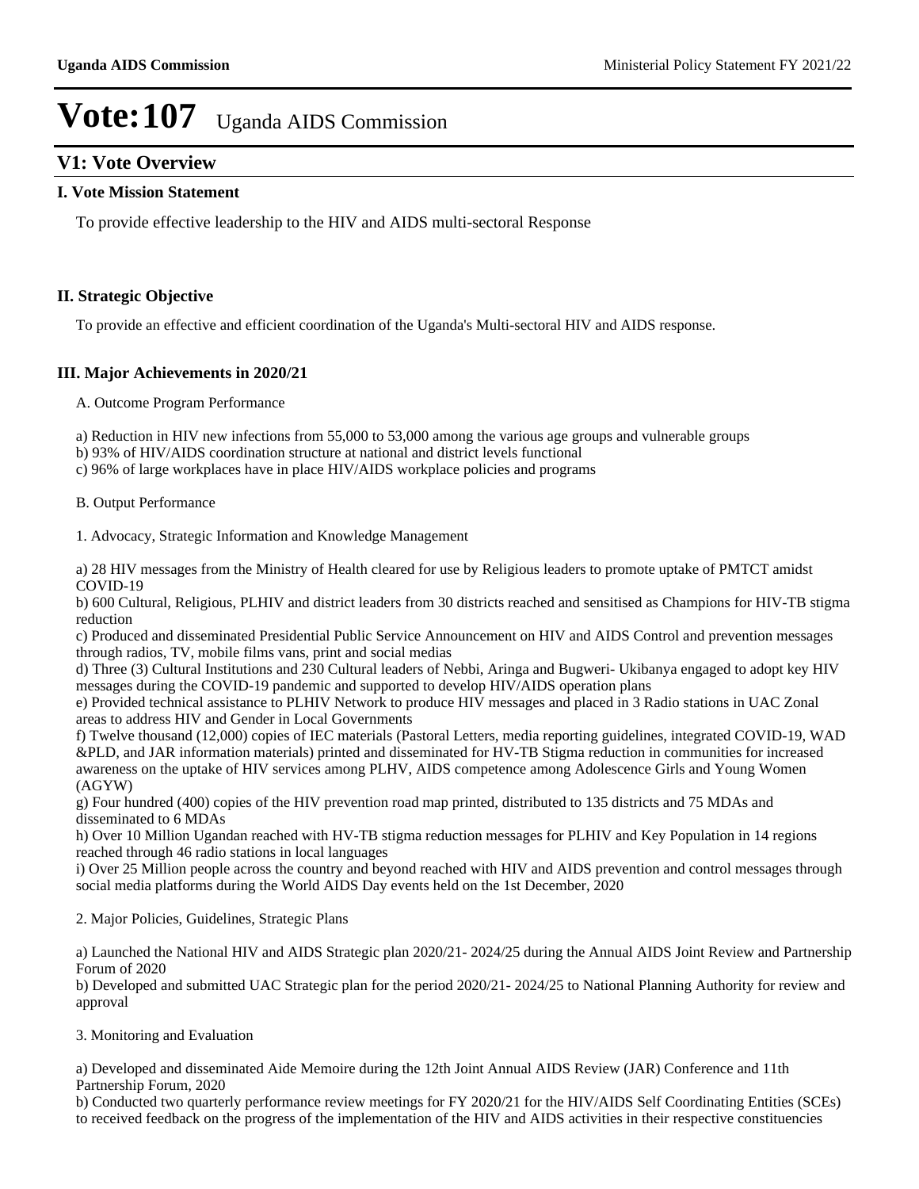# Vote:107 Uganda AIDS Commission

## V1: Vote Overview

### I. Vote Mission Statement

To provide effective leadership to the HIV and AIDS multi-sectoral Response

### II. Strategic Objective

To provide an effective and efficient coordination of the Uganda's Multi-sectoral HIV and AIDS response.

### III. Major Achievements in 2020/21

A. Outcome Program Performance

a) Reduction in HIV new infections from 55,000 to 53,000 among the various age groups and vulnerable groups
b) 93% of HIV/AIDS coordination structure at national and district levels functional
c) 96% of large workplaces have in place HIV/AIDS workplace policies and programs

B. Output Performance

1. Advocacy, Strategic Information and Knowledge Management

a) 28 HIV messages from the Ministry of Health cleared for use by Religious leaders to promote uptake of PMTCT amidst COVID-19
b) 600 Cultural, Religious, PLHIV and district leaders from 30 districts reached and sensitised as Champions for HIV-TB stigma reduction
c) Produced and disseminated Presidential Public Service Announcement on HIV and AIDS Control and prevention messages through radios, TV, mobile films vans, print and social medias
d) Three (3) Cultural Institutions and 230 Cultural leaders of Nebbi, Aringa and Bugweri- Ukibanya engaged to adopt key HIV messages during the COVID-19 pandemic and supported to develop HIV/AIDS operation plans
e) Provided technical assistance to PLHIV Network to produce HIV messages and placed in 3 Radio stations in UAC Zonal areas to address HIV and Gender in Local Governments
f) Twelve thousand (12,000) copies of IEC materials (Pastoral Letters, media reporting guidelines, integrated COVID-19, WAD &PLD, and JAR information materials) printed and disseminated for HV-TB Stigma reduction in communities for increased awareness on the uptake of HIV services among PLHV, AIDS competence among Adolescence Girls and Young Women (AGYW)
g) Four hundred (400) copies of the HIV prevention road map printed, distributed to 135 districts and 75 MDAs and disseminated to 6 MDAs
h) Over 10 Million Ugandan reached with HV-TB stigma reduction messages for PLHIV and Key Population in 14 regions reached through 46 radio stations in local languages
i) Over 25 Million people across the country and beyond reached with HIV and AIDS prevention and control messages through social media platforms during the World AIDS Day events held on the 1st December, 2020

2. Major Policies, Guidelines, Strategic Plans

a) Launched the National HIV and AIDS Strategic plan 2020/21- 2024/25 during the Annual AIDS Joint Review and Partnership Forum of 2020
b) Developed and submitted UAC Strategic plan for the period 2020/21- 2024/25 to National Planning Authority for review and approval

3. Monitoring and Evaluation

a) Developed and disseminated Aide Memoire during the 12th Joint Annual AIDS Review (JAR) Conference and 11th Partnership Forum, 2020
b) Conducted two quarterly performance review meetings for FY 2020/21 for the HIV/AIDS Self Coordinating Entities (SCEs) to received feedback on the progress of the implementation of the HIV and AIDS activities in their respective constituencies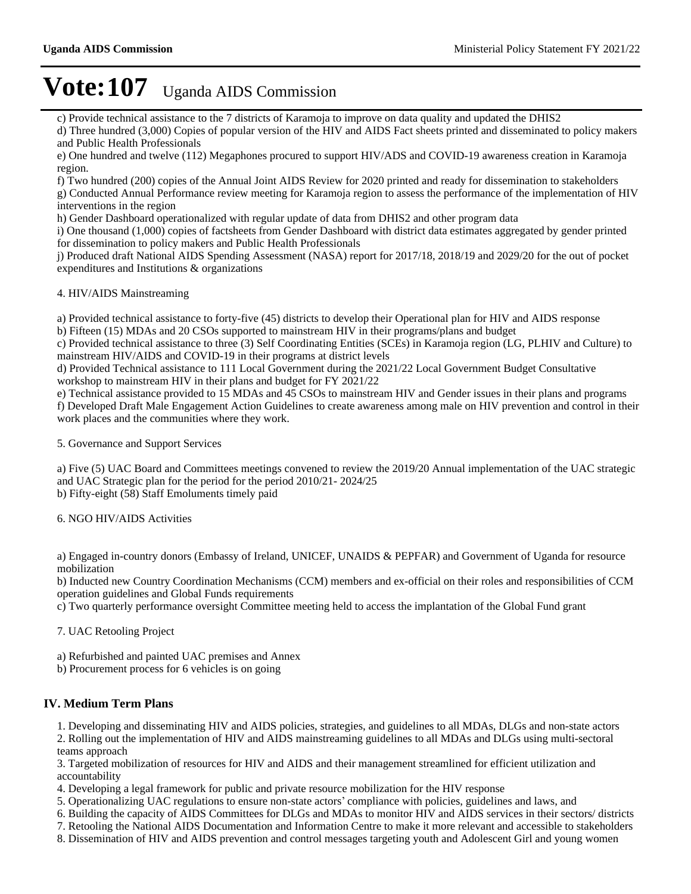# Vote:107 Uganda AIDS Commission

c) Provide technical assistance to the 7 districts of Karamoja to improve on data quality and updated the DHIS2

d) Three hundred (3,000) Copies of popular version of the HIV and AIDS Fact sheets printed and disseminated to policy makers and Public Health Professionals

e) One hundred and twelve (112) Megaphones procured to support HIV/ADS and COVID-19 awareness creation in Karamoja region.

f) Two hundred (200) copies of the Annual Joint AIDS Review for 2020 printed and ready for dissemination to stakeholders

g) Conducted Annual Performance review meeting for Karamoja region to assess the performance of the implementation of HIV interventions in the region

h) Gender Dashboard operationalized with regular update of data from DHIS2 and other program data

i) One thousand (1,000) copies of factsheets from Gender Dashboard with district data estimates aggregated by gender printed for dissemination to policy makers and Public Health Professionals

j) Produced draft National AIDS Spending Assessment (NASA) report for 2017/18, 2018/19 and 2029/20 for the out of pocket expenditures and Institutions & organizations

4. HIV/AIDS Mainstreaming

a) Provided technical assistance to forty-five (45) districts to develop their Operational plan for HIV and AIDS response

b) Fifteen (15) MDAs and 20 CSOs supported to mainstream HIV in their programs/plans and budget

c) Provided technical assistance to three (3) Self Coordinating Entities (SCEs) in Karamoja region (LG, PLHIV and Culture) to mainstream HIV/AIDS and COVID-19 in their programs at district levels

d) Provided Technical assistance to 111 Local Government during the 2021/22 Local Government Budget Consultative workshop to mainstream HIV in their plans and budget for FY 2021/22

e) Technical assistance provided to 15 MDAs and 45 CSOs to mainstream HIV and Gender issues in their plans and programs

f) Developed Draft Male Engagement Action Guidelines to create awareness among male on HIV prevention and control in their work places and the communities where they work.

5. Governance and Support Services

a) Five (5) UAC Board and Committees meetings convened to review the 2019/20 Annual implementation of the UAC strategic and UAC Strategic plan for the period for the period 2010/21- 2024/25

b) Fifty-eight (58) Staff Emoluments timely paid

6. NGO HIV/AIDS Activities

a) Engaged in-country donors (Embassy of Ireland, UNICEF, UNAIDS & PEPFAR) and Government of Uganda for resource mobilization

b) Inducted new Country Coordination Mechanisms (CCM) members and ex-official on their roles and responsibilities of CCM operation guidelines and Global Funds requirements

c) Two quarterly performance oversight Committee meeting held to access the implantation of the Global Fund grant

7. UAC Retooling Project

a) Refurbished and painted UAC premises and Annex

b) Procurement process for 6 vehicles is on going

## IV. Medium Term Plans

1. Developing and disseminating HIV and AIDS policies, strategies, and guidelines to all MDAs, DLGs and non-state actors
2. Rolling out the implementation of HIV and AIDS mainstreaming guidelines to all MDAs and DLGs using multi-sectoral teams approach
3. Targeted mobilization of resources for HIV and AIDS and their management streamlined for efficient utilization and accountability
4. Developing a legal framework for public and private resource mobilization for the HIV response
5. Operationalizing UAC regulations to ensure non-state actors' compliance with policies, guidelines and laws, and
6. Building the capacity of AIDS Committees for DLGs and MDAs to monitor HIV and AIDS services in their sectors/ districts
7. Retooling the National AIDS Documentation and Information Centre to make it more relevant and accessible to stakeholders
8. Dissemination of HIV and AIDS prevention and control messages targeting youth and Adolescent Girl and young women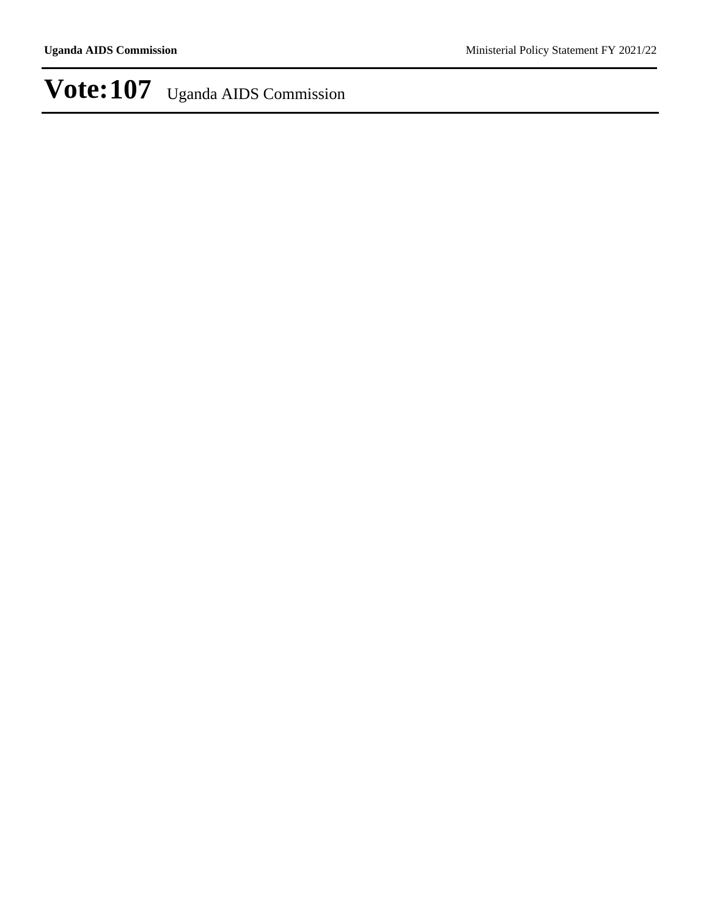# Vote:107 Uganda AIDS Commission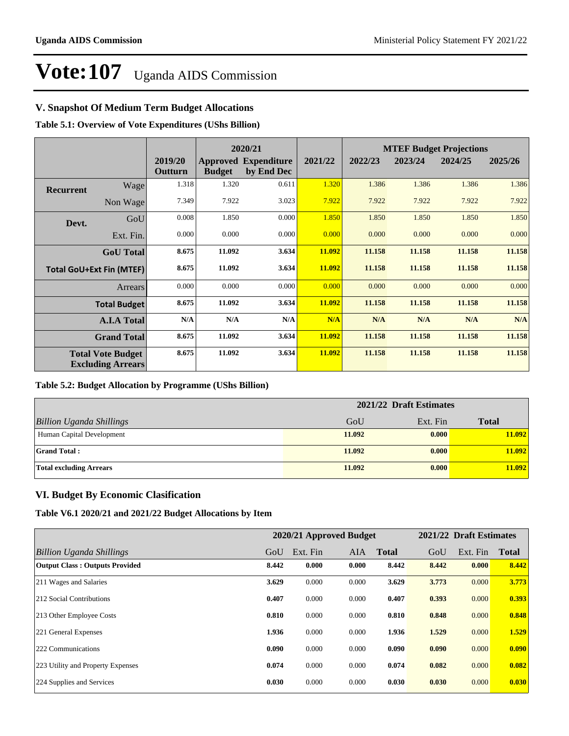# Vote:107 Uganda AIDS Commission

## V. Snapshot Of Medium Term Budget Allocations

**Table 5.1: Overview of Vote Expenditures (UShs Billion)**

| | | | 2020/21 | | | MTEF Budget Projections | | | |
|---|---|---|---|---|---|---|---|---|---|
| | | 2019/20 Outturn | Approved Budget | Expenditure by End Dec | 2021/22 | 2022/23 | 2023/24 | 2024/25 | 2025/26 |
| **Recurrent** | Wage | 1.318 | 1.320 | 0.611 | 1.320 | 1.386 | 1.386 | 1.386 | 1.386 |
| | Non Wage | 7.349 | 7.922 | 3.023 | 7.922 | 7.922 | 7.922 | 7.922 | 7.922 |
| **Devt.** | GoU | 0.008 | 1.850 | 0.000 | 1.850 | 1.850 | 1.850 | 1.850 | 1.850 |
| | Ext. Fin. | 0.000 | 0.000 | 0.000 | 0.000 | 0.000 | 0.000 | 0.000 | 0.000 |
| | **GoU Total** | **8.675** | **11.092** | **3.634** | **11.092** | **11.158** | **11.158** | **11.158** | **11.158** |
| **Total GoU+Ext Fin (MTEF)** | | **8.675** | **11.092** | **3.634** | **11.092** | **11.158** | **11.158** | **11.158** | **11.158** |
| | Arrears | 0.000 | 0.000 | 0.000 | 0.000 | 0.000 | 0.000 | 0.000 | 0.000 |
| | **Total Budget** | **8.675** | **11.092** | **3.634** | **11.092** | **11.158** | **11.158** | **11.158** | **11.158** |
| | **A.I.A Total** | **N/A** | **N/A** | **N/A** | **N/A** | **N/A** | **N/A** | **N/A** | **N/A** |
| | **Grand Total** | **8.675** | **11.092** | **3.634** | **11.092** | **11.158** | **11.158** | **11.158** | **11.158** |
| **Total Vote Budget Excluding Arrears** | | **8.675** | **11.092** | **3.634** | **11.092** | **11.158** | **11.158** | **11.158** | **11.158** |

**Table 5.2: Budget Allocation by Programme (UShs Billion)**

| | 2021/22 Draft Estimates | | |
|---|---|---|---|
| *Billion Uganda Shillings* | GoU | Ext. Fin | **Total** |
| Human Capital Development | **11.092** | **0.000** | **11.092** |
| **Grand Total :** | **11.092** | **0.000** | **11.092** |
| **Total excluding Arrears** | **11.092** | **0.000** | **11.092** |

## VI. Budget By Economic Clasification

**Table V6.1 2020/21 and 2021/22 Budget Allocations by Item**

| | 2020/21 Approved Budget | | | | 2021/22 Draft Estimates | | |
|---|---|---|---|---|---|---|---|
| *Billion Uganda Shillings* | GoU | Ext. Fin | AIA | **Total** | GoU | Ext. Fin | **Total** |
| **Output Class : Outputs Provided** | **8.442** | **0.000** | **0.000** | **8.442** | **8.442** | **0.000** | **8.442** |
| 211 Wages and Salaries | **3.629** | 0.000 | 0.000 | **3.629** | **3.773** | 0.000 | **3.773** |
| 212 Social Contributions | **0.407** | 0.000 | 0.000 | **0.407** | **0.393** | 0.000 | **0.393** |
| 213 Other Employee Costs | **0.810** | 0.000 | 0.000 | **0.810** | **0.848** | 0.000 | **0.848** |
| 221 General Expenses | **1.936** | 0.000 | 0.000 | **1.936** | **1.529** | 0.000 | **1.529** |
| 222 Communications | **0.090** | 0.000 | 0.000 | **0.090** | **0.090** | 0.000 | **0.090** |
| 223 Utility and Property Expenses | **0.074** | 0.000 | 0.000 | **0.074** | **0.082** | 0.000 | **0.082** |
| 224 Supplies and Services | **0.030** | 0.000 | 0.000 | **0.030** | **0.030** | 0.000 | **0.030** |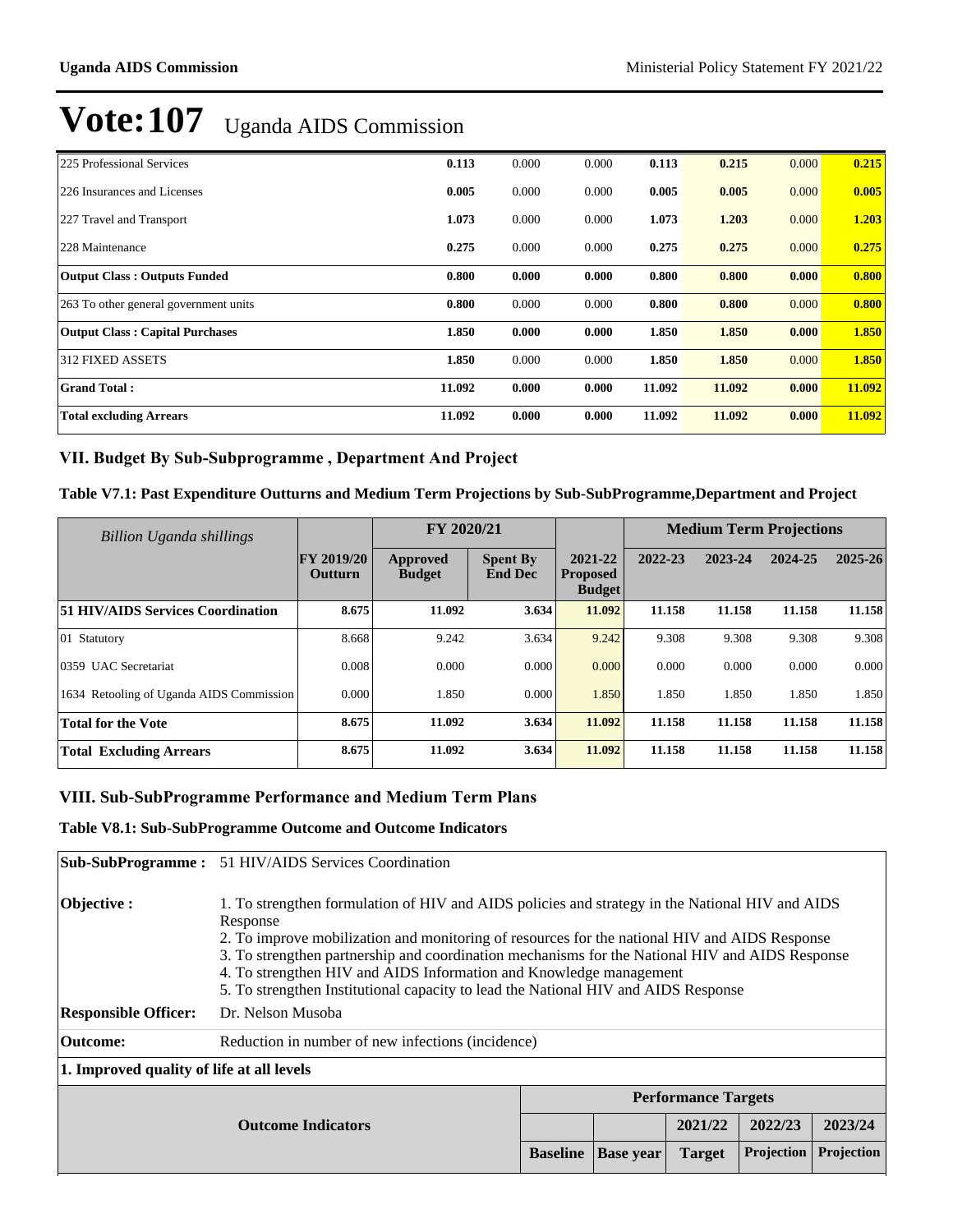# Vote:107 Uganda AIDS Commission

| | | | | | | | |
|---|---|---|---|---|---|---|---|
| 225 Professional Services | **0.113** | 0.000 | 0.000 | **0.113** | **0.215** | 0.000 | **0.215** |
| 226 Insurances and Licenses | **0.005** | 0.000 | 0.000 | **0.005** | **0.005** | 0.000 | **0.005** |
| 227 Travel and Transport | **1.073** | 0.000 | 0.000 | **1.073** | **1.203** | 0.000 | **1.203** |
| 228 Maintenance | **0.275** | 0.000 | 0.000 | **0.275** | **0.275** | 0.000 | **0.275** |
| **Output Class : Outputs Funded** | **0.800** | **0.000** | **0.000** | **0.800** | **0.800** | **0.000** | **0.800** |
| 263 To other general government units | **0.800** | 0.000 | 0.000 | **0.800** | **0.800** | 0.000 | **0.800** |
| **Output Class : Capital Purchases** | **1.850** | **0.000** | **0.000** | **1.850** | **1.850** | **0.000** | **1.850** |
| 312 FIXED ASSETS | **1.850** | 0.000 | 0.000 | **1.850** | **1.850** | 0.000 | **1.850** |
| **Grand Total :** | **11.092** | **0.000** | **0.000** | **11.092** | **11.092** | **0.000** | **11.092** |
| **Total excluding Arrears** | **11.092** | **0.000** | **0.000** | **11.092** | **11.092** | **0.000** | **11.092** |

## VII. Budget By Sub-Subprogramme , Department And Project

### Table V7.1: Past Expenditure Outturns and Medium Term Projections by Sub-SubProgramme,Department and Project

| *Billion Uganda shillings* | | FY 2020/21 | | | Medium Term Projections | | | |
|---|---|---|---|---|---|---|---|---|
| | **FY 2019/20 Outturn** | **Approved Budget** | **Spent By End Dec** | **2021-22 Proposed Budget** | **2022-23** | **2023-24** | **2024-25** | **2025-26** |
| **51 HIV/AIDS Services Coordination** | **8.675** | **11.092** | **3.634** | **11.092** | **11.158** | **11.158** | **11.158** | **11.158** |
| 01 Statutory | 8.668 | 9.242 | 3.634 | 9.242 | 9.308 | 9.308 | 9.308 | 9.308 |
| 0359 UAC Secretariat | 0.008 | 0.000 | 0.000 | 0.000 | 0.000 | 0.000 | 0.000 | 0.000 |
| 1634 Retooling of Uganda AIDS Commission | 0.000 | 1.850 | 0.000 | 1.850 | 1.850 | 1.850 | 1.850 | 1.850 |
| **Total for the Vote** | **8.675** | **11.092** | **3.634** | **11.092** | **11.158** | **11.158** | **11.158** | **11.158** |
| **Total Excluding Arrears** | **8.675** | **11.092** | **3.634** | **11.092** | **11.158** | **11.158** | **11.158** | **11.158** |

## VIII. Sub-SubProgramme Performance and Medium Term Plans

### Table V8.1: Sub-SubProgramme Outcome and Outcome Indicators

**Sub-SubProgramme :** 51 HIV/AIDS Services Coordination

**Objective :**
1. To strengthen formulation of HIV and AIDS policies and strategy in the National HIV and AIDS Response
2. To improve mobilization and monitoring of resources for the national HIV and AIDS Response
3. To strengthen partnership and coordination mechanisms for the National HIV and AIDS Response
4. To strengthen HIV and AIDS Information and Knowledge management
5. To strengthen Institutional capacity to lead the National HIV and AIDS Response

**Responsible Officer:** Dr. Nelson Musoba

**Outcome:** Reduction in number of new infections (incidence)

**1. Improved quality of life at all levels**

| Outcome Indicators | Performance Targets | | | | |
|---|---|---|---|---|---|
| | | | **2021/22** | **2022/23** | **2023/24** |
| | **Baseline** | **Base year** | **Target** | **Projection** | **Projection** |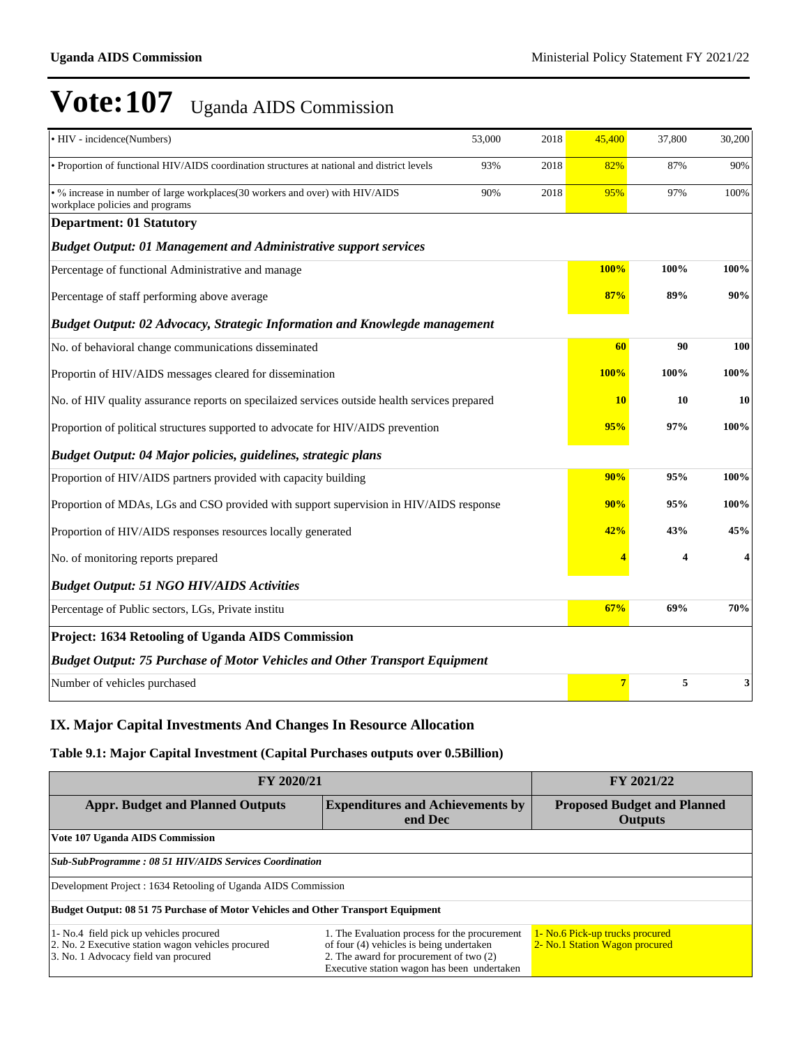# Vote:107 Uganda AIDS Commission

| | | | | | |
|---|---|---|---|---|---|
| • HIV - incidence(Numbers) | 53,000 | 2018 | 45,400 | 37,800 | 30,200 |
| • Proportion of functional HIV/AIDS coordination structures at national and district levels | 93% | 2018 | 82% | 87% | 90% |
| • % increase in number of large workplaces(30 workers and over) with HIV/AIDS workplace policies and programs | 90% | 2018 | 95% | 97% | 100% |
| **Department: 01 Statutory** | | | | | |
| ***Budget Output: 01 Management and Administrative support services*** | | | | | |
| Percentage of functional Administrative and manage | | | **100%** | **100%** | **100%** |
| Percentage of staff performing above average | | | **87%** | **89%** | **90%** |
| ***Budget Output: 02 Advocacy, Strategic Information and Knowlegde management*** | | | | | |
| No. of behavioral change communications disseminated | | | **60** | **90** | **100** |
| Proportin of HIV/AIDS messages cleared for dissemination | | | **100%** | **100%** | **100%** |
| No. of HIV quality assurance reports on specilaized services outside health services prepared | | | **10** | **10** | **10** |
| Proportion of political structures supported to advocate for HIV/AIDS prevention | | | **95%** | **97%** | **100%** |
| ***Budget Output: 04 Major policies, guidelines, strategic plans*** | | | | | |
| Proportion of HIV/AIDS partners provided with capacity building | | | **90%** | **95%** | **100%** |
| Proportion of MDAs, LGs and CSO provided with support supervision in HIV/AIDS response | | | **90%** | **95%** | **100%** |
| Proportion of HIV/AIDS responses resources locally generated | | | **42%** | **43%** | **45%** |
| No. of monitoring reports prepared | | | **4** | **4** | **4** |
| ***Budget Output: 51 NGO HIV/AIDS Activities*** | | | | | |
| Percentage of Public sectors, LGs, Private institu | | | **67%** | **69%** | **70%** |
| **Project: 1634 Retooling of Uganda AIDS Commission** | | | | | |
| ***Budget Output: 75 Purchase of Motor Vehicles and Other Transport Equipment*** | | | | | |
| Number of vehicles purchased | | | **7** | **5** | **3** |

## IX. Major Capital Investments And Changes In Resource Allocation

### Table 9.1: Major Capital Investment (Capital Purchases outputs over 0.5Billion)

| FY 2020/21 | | FY 2021/22 |
|---|---|---|
| **Appr. Budget and Planned Outputs** | **Expenditures and Achievements by end Dec** | **Proposed Budget and Planned Outputs** |
| **Vote 107 Uganda AIDS Commission** | | |
| ***Sub-SubProgramme : 08 51 HIV/AIDS Services Coordination*** | | |
| Development Project : 1634 Retooling of Uganda AIDS Commission | | |
| **Budget Output: 08 51 75 Purchase of Motor Vehicles and Other Transport Equipment** | | |
| 1- No.4 field pick up vehicles procured<br>2. No. 2 Executive station wagon vehicles procured<br>3. No. 1 Advocacy field van procured | 1. The Evaluation process for the procurement of four (4) vehicles is being undertaken<br>2. The award for procurement of two (2) Executive station wagon has been undertaken | 1- No.6 Pick-up trucks procured<br>2- No.1 Station Wagon procured |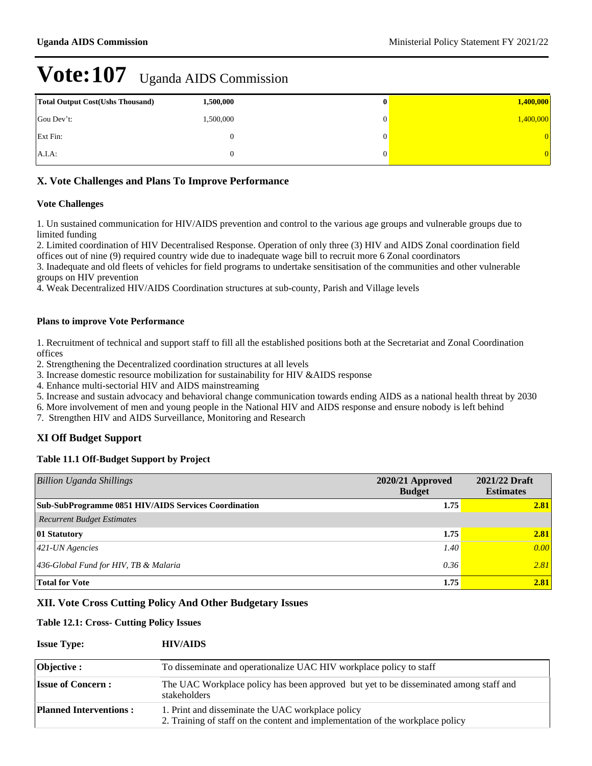# Vote:107 Uganda AIDS Commission

| Total Output Cost(Ushs Thousand) | 1,500,000 | 0 | 1,400,000 |
|---|---|---|---|
| Gou Dev't: | 1,500,000 | 0 | 1,400,000 |
| Ext Fin: | 0 | 0 | 0 |
| A.I.A: | 0 | 0 | 0 |

## X. Vote Challenges and Plans To Improve Performance

### Vote Challenges

1. Un sustained communication for HIV/AIDS prevention and control to the various age groups and vulnerable groups due to limited funding
2. Limited coordination of HIV Decentralised Response. Operation of only three (3) HIV and AIDS Zonal coordination field offices out of nine (9) required country wide due to inadequate wage bill to recruit more 6 Zonal coordinators
3. Inadequate and old fleets of vehicles for field programs to undertake sensitisation of the communities and other vulnerable groups on HIV prevention
4. Weak Decentralized HIV/AIDS Coordination structures at sub-county, Parish and Village levels

### Plans to improve Vote Performance

1. Recruitment of technical and support staff to fill all the established positions both at the Secretariat and Zonal Coordination offices
2. Strengthening the Decentralized coordination structures at all levels
3. Increase domestic resource mobilization for sustainability for HIV &AIDS response
4. Enhance multi-sectorial HIV and AIDS mainstreaming
5. Increase and sustain advocacy and behavioral change communication towards ending AIDS as a national health threat by 2030
6. More involvement of men and young people in the National HIV and AIDS response and ensure nobody is left behind
7. Strengthen HIV and AIDS Surveillance, Monitoring and Research

## XI Off Budget Support

### Table 11.1 Off-Budget Support by Project

| *Billion Uganda Shillings* | 2020/21 Approved Budget | 2021/22 Draft Estimates |
|---|---|---|
| **Sub-SubProgramme 0851 HIV/AIDS Services Coordination** | **1.75** | **2.81** |
| *Recurrent Budget Estimates* | | |
| **01 Statutory** | **1.75** | **2.81** |
| *421-UN Agencies* | *1.40* | *0.00* |
| *436-Global Fund for HIV, TB & Malaria* | *0.36* | *2.81* |
| **Total for Vote** | **1.75** | **2.81** |

## XII. Vote Cross Cutting Policy And Other Budgetary Issues

### Table 12.1: Cross- Cutting Policy Issues

**Issue Type:** **HIV/AIDS**

| | |
|---|---|
| **Objective :** | To disseminate and operationalize UAC HIV workplace policy to staff |
| **Issue of Concern :** | The UAC Workplace policy has been approved but yet to be disseminated among staff and stakeholders |
| **Planned Interventions :** | 1. Print and disseminate the UAC workplace policy<br>2. Training of staff on the content and implementation of the workplace policy |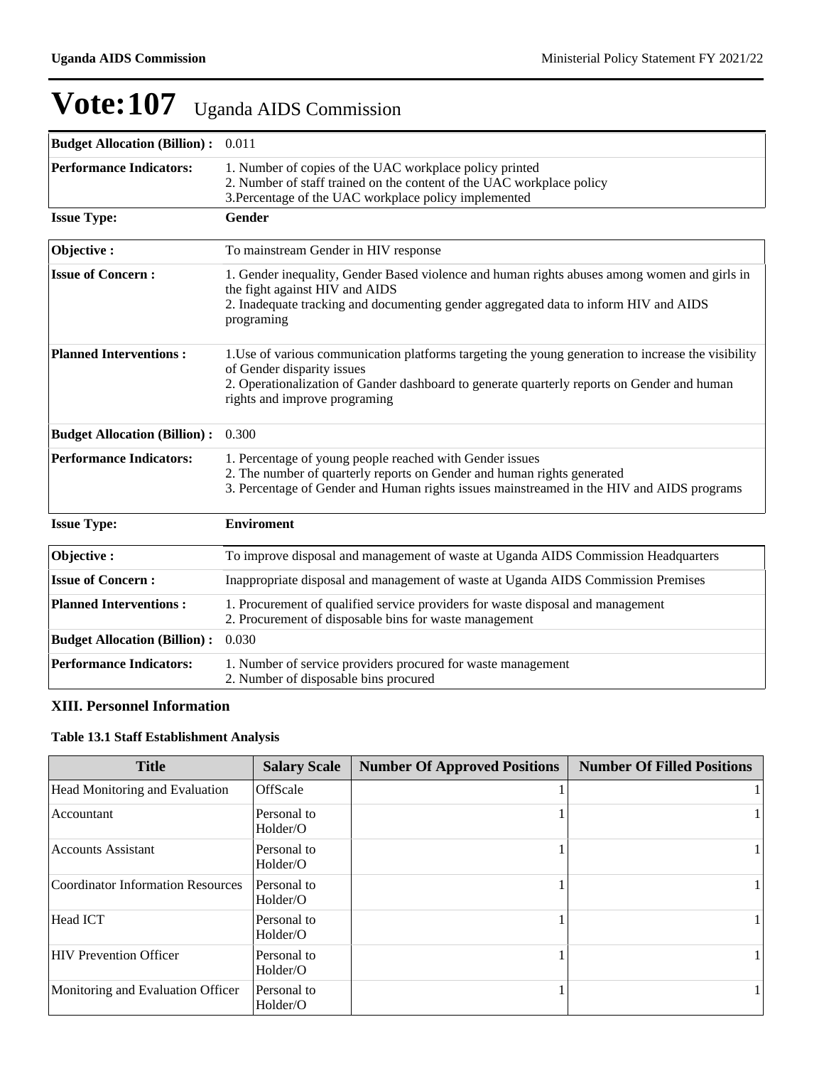# Vote:107 Uganda AIDS Commission

| | |
|---|---|
| **Budget Allocation (Billion) :** | 0.011 |
| **Performance Indicators:** | 1. Number of copies of the UAC workplace policy printed<br>2. Number of staff trained on the content of the UAC workplace policy<br>3.Percentage of the UAC workplace policy implemented |

**Issue Type:** **Gender**

| | |
|---|---|
| **Objective :** | To mainstream Gender in HIV response |
| **Issue of Concern :** | 1. Gender inequality, Gender Based violence and human rights abuses among women and girls in the fight against HIV and AIDS<br>2. Inadequate tracking and documenting gender aggregated data to inform HIV and AIDS programing |
| **Planned Interventions :** | 1.Use of various communication platforms targeting the young generation to increase the visibility of Gender disparity issues<br>2. Operationalization of Gander dashboard to generate quarterly reports on Gender and human rights and improve programing |
| **Budget Allocation (Billion) :** | 0.300 |
| **Performance Indicators:** | 1. Percentage of young people reached with Gender issues<br>2. The number of quarterly reports on Gender and human rights generated<br>3. Percentage of Gender and Human rights issues mainstreamed in the HIV and AIDS programs |

**Issue Type:** **Enviroment**

| | |
|---|---|
| **Objective :** | To improve disposal and management of waste at Uganda AIDS Commission Headquarters |
| **Issue of Concern :** | Inappropriate disposal and management of waste at Uganda AIDS Commission Premises |
| **Planned Interventions :** | 1. Procurement of qualified service providers for waste disposal and management<br>2. Procurement of disposable bins for waste management |
| **Budget Allocation (Billion) :** | 0.030 |
| **Performance Indicators:** | 1. Number of service providers procured for waste management<br>2. Number of disposable bins procured |

## XIII. Personnel Information

### Table 13.1 Staff Establishment Analysis

| Title | Salary Scale | Number Of Approved Positions | Number Of Filled Positions |
|---|---|---|---|
| Head Monitoring and Evaluation | OffScale | 1 | 1 |
| Accountant | Personal to Holder/O | 1 | 1 |
| Accounts Assistant | Personal to Holder/O | 1 | 1 |
| Coordinator Information Resources | Personal to Holder/O | 1 | 1 |
| Head ICT | Personal to Holder/O | 1 | 1 |
| HIV Prevention Officer | Personal to Holder/O | 1 | 1 |
| Monitoring and Evaluation Officer | Personal to Holder/O | 1 | 1 |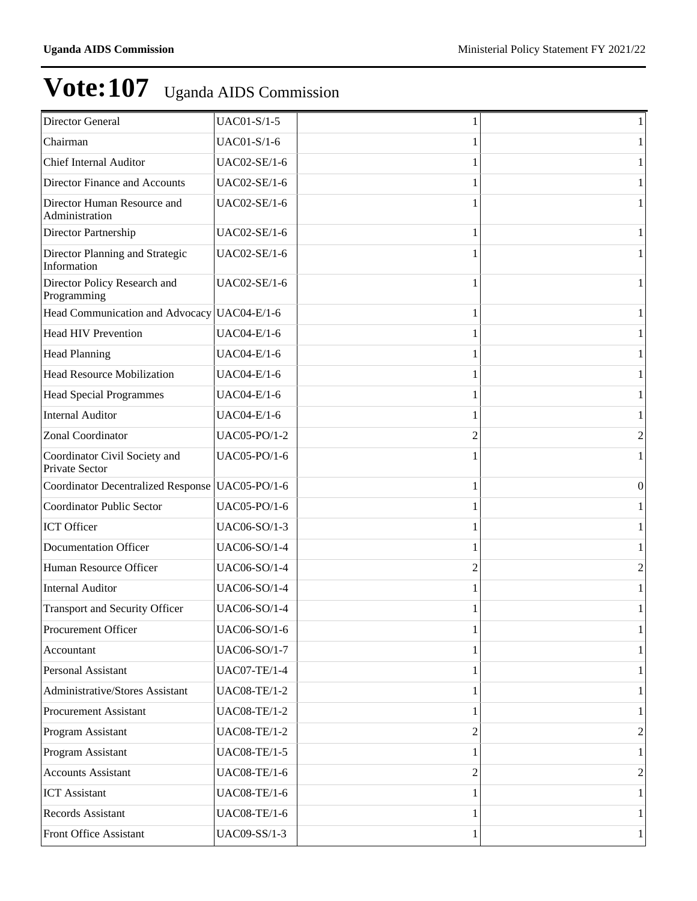# Vote:107 Uganda AIDS Commission

| | | | |
|---|---|---|---|
| Director General | UAC01-S/1-5 | 1 | 1 |
| Chairman | UAC01-S/1-6 | 1 | 1 |
| Chief Internal Auditor | UAC02-SE/1-6 | 1 | 1 |
| Director Finance and Accounts | UAC02-SE/1-6 | 1 | 1 |
| Director Human Resource and Administration | UAC02-SE/1-6 | 1 | 1 |
| Director Partnership | UAC02-SE/1-6 | 1 | 1 |
| Director Planning and Strategic Information | UAC02-SE/1-6 | 1 | 1 |
| Director Policy Research and Programming | UAC02-SE/1-6 | 1 | 1 |
| Head Communication and Advocacy | UAC04-E/1-6 | 1 | 1 |
| Head HIV Prevention | UAC04-E/1-6 | 1 | 1 |
| Head Planning | UAC04-E/1-6 | 1 | 1 |
| Head Resource Mobilization | UAC04-E/1-6 | 1 | 1 |
| Head Special Programmes | UAC04-E/1-6 | 1 | 1 |
| Internal Auditor | UAC04-E/1-6 | 1 | 1 |
| Zonal Coordinator | UAC05-PO/1-2 | 2 | 2 |
| Coordinator Civil Society and Private Sector | UAC05-PO/1-6 | 1 | 1 |
| Coordinator Decentralized Response | UAC05-PO/1-6 | 1 | 0 |
| Coordinator Public Sector | UAC05-PO/1-6 | 1 | 1 |
| ICT Officer | UAC06-SO/1-3 | 1 | 1 |
| Documentation Officer | UAC06-SO/1-4 | 1 | 1 |
| Human Resource Officer | UAC06-SO/1-4 | 2 | 2 |
| Internal Auditor | UAC06-SO/1-4 | 1 | 1 |
| Transport and Security Officer | UAC06-SO/1-4 | 1 | 1 |
| Procurement Officer | UAC06-SO/1-6 | 1 | 1 |
| Accountant | UAC06-SO/1-7 | 1 | 1 |
| Personal Assistant | UAC07-TE/1-4 | 1 | 1 |
| Administrative/Stores Assistant | UAC08-TE/1-2 | 1 | 1 |
| Procurement Assistant | UAC08-TE/1-2 | 1 | 1 |
| Program Assistant | UAC08-TE/1-2 | 2 | 2 |
| Program Assistant | UAC08-TE/1-5 | 1 | 1 |
| Accounts Assistant | UAC08-TE/1-6 | 2 | 2 |
| ICT Assistant | UAC08-TE/1-6 | 1 | 1 |
| Records Assistant | UAC08-TE/1-6 | 1 | 1 |
| Front Office Assistant | UAC09-SS/1-3 | 1 | 1 |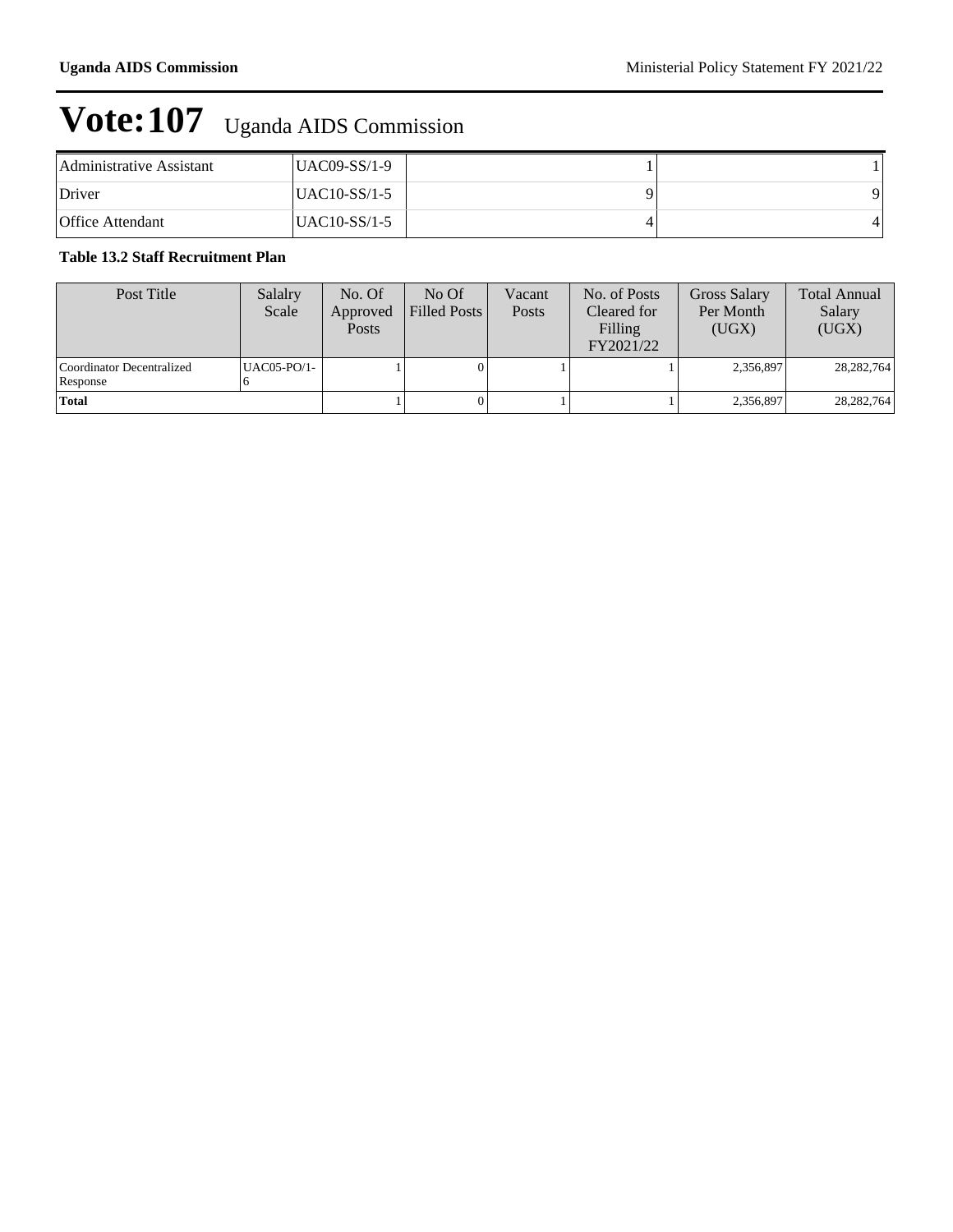# Vote:107 Uganda AIDS Commission

| | | | |
|---|---|---|---|
| Administrative Assistant | UAC09-SS/1-9 | 1 | 1 |
| Driver | UAC10-SS/1-5 | 9 | 9 |
| Office Attendant | UAC10-SS/1-5 | 4 | 4 |

**Table 13.2 Staff Recruitment Plan**

| Post Title | Salalry Scale | No. Of Approved Posts | No Of Filled Posts | Vacant Posts | No. of Posts Cleared for Filling FY2021/22 | Gross Salary Per Month (UGX) | Total Annual Salary (UGX) |
|---|---|---|---|---|---|---|---|
| Coordinator Decentralized Response | UAC05-PO/1-6 | 1 | 0 | 1 | 1 | 2,356,897 | 28,282,764 |
| **Total** | | 1 | 0 | 1 | 1 | 2,356,897 | 28,282,764 |